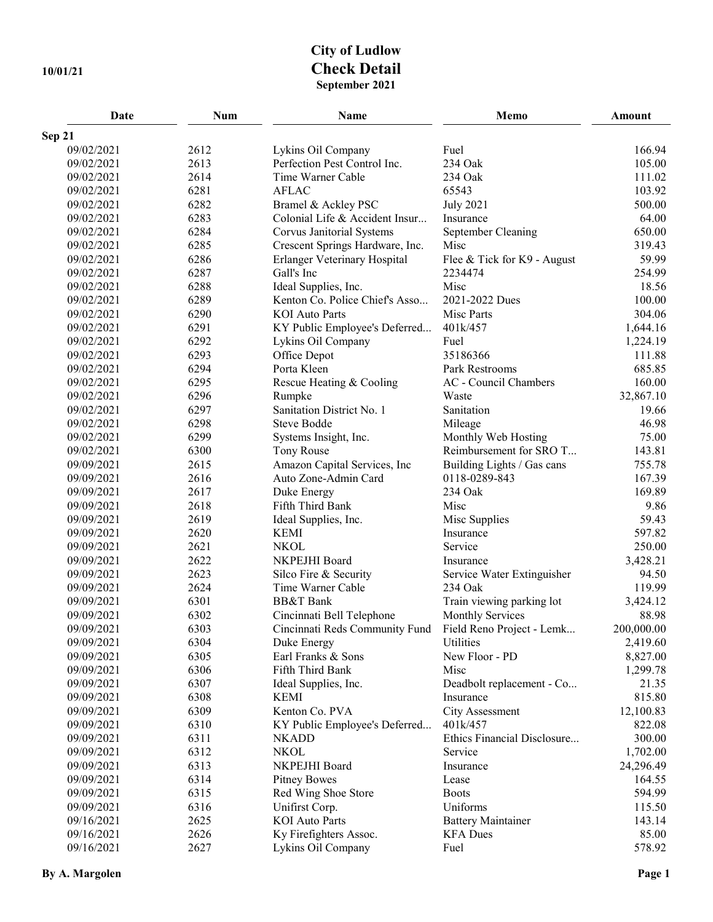# City of Ludlow
## Check Detail
**September 2021**

10/01/21

| Date | Num | Name | Memo | Amount |
|---|---|---|---|---|
| **Sep 21** | | | | |
| 09/02/2021 | 2612 | Lykins Oil Company | Fuel | 166.94 |
| 09/02/2021 | 2613 | Perfection Pest Control Inc. | 234 Oak | 105.00 |
| 09/02/2021 | 2614 | Time Warner Cable | 234 Oak | 111.02 |
| 09/02/2021 | 6281 | AFLAC | 65543 | 103.92 |
| 09/02/2021 | 6282 | Bramel & Ackley PSC | July 2021 | 500.00 |
| 09/02/2021 | 6283 | Colonial Life & Accident Insur... | Insurance | 64.00 |
| 09/02/2021 | 6284 | Corvus Janitorial Systems | September Cleaning | 650.00 |
| 09/02/2021 | 6285 | Crescent Springs Hardware, Inc. | Misc | 319.43 |
| 09/02/2021 | 6286 | Erlanger Veterinary Hospital | Flee & Tick for K9 - August | 59.99 |
| 09/02/2021 | 6287 | Gall's Inc | 2234474 | 254.99 |
| 09/02/2021 | 6288 | Ideal Supplies, Inc. | Misc | 18.56 |
| 09/02/2021 | 6289 | Kenton Co. Police Chief's Asso... | 2021-2022 Dues | 100.00 |
| 09/02/2021 | 6290 | KOI Auto Parts | Misc Parts | 304.06 |
| 09/02/2021 | 6291 | KY Public Employee's Deferred... | 401k/457 | 1,644.16 |
| 09/02/2021 | 6292 | Lykins Oil Company | Fuel | 1,224.19 |
| 09/02/2021 | 6293 | Office Depot | 35186366 | 111.88 |
| 09/02/2021 | 6294 | Porta Kleen | Park Restrooms | 685.85 |
| 09/02/2021 | 6295 | Rescue Heating & Cooling | AC - Council Chambers | 160.00 |
| 09/02/2021 | 6296 | Rumpke | Waste | 32,867.10 |
| 09/02/2021 | 6297 | Sanitation District No. 1 | Sanitation | 19.66 |
| 09/02/2021 | 6298 | Steve Bodde | Mileage | 46.98 |
| 09/02/2021 | 6299 | Systems Insight, Inc. | Monthly Web Hosting | 75.00 |
| 09/02/2021 | 6300 | Tony Rouse | Reimbursement for SRO T... | 143.81 |
| 09/09/2021 | 2615 | Amazon Capital Services, Inc | Building Lights / Gas cans | 755.78 |
| 09/09/2021 | 2616 | Auto Zone-Admin Card | 0118-0289-843 | 167.39 |
| 09/09/2021 | 2617 | Duke Energy | 234 Oak | 169.89 |
| 09/09/2021 | 2618 | Fifth Third Bank | Misc | 9.86 |
| 09/09/2021 | 2619 | Ideal Supplies, Inc. | Misc Supplies | 59.43 |
| 09/09/2021 | 2620 | KEMI | Insurance | 597.82 |
| 09/09/2021 | 2621 | NKOL | Service | 250.00 |
| 09/09/2021 | 2622 | NKPEJHI Board | Insurance | 3,428.21 |
| 09/09/2021 | 2623 | Silco Fire & Security | Service Water Extinguisher | 94.50 |
| 09/09/2021 | 2624 | Time Warner Cable | 234 Oak | 119.99 |
| 09/09/2021 | 6301 | BB&T Bank | Train viewing parking lot | 3,424.12 |
| 09/09/2021 | 6302 | Cincinnati Bell Telephone | Monthly Services | 88.98 |
| 09/09/2021 | 6303 | Cincinnati Reds Community Fund | Field Reno Project - Lemk... | 200,000.00 |
| 09/09/2021 | 6304 | Duke Energy | Utilities | 2,419.60 |
| 09/09/2021 | 6305 | Earl Franks & Sons | New Floor - PD | 8,827.00 |
| 09/09/2021 | 6306 | Fifth Third Bank | Misc | 1,299.78 |
| 09/09/2021 | 6307 | Ideal Supplies, Inc. | Deadbolt replacement - Co... | 21.35 |
| 09/09/2021 | 6308 | KEMI | Insurance | 815.80 |
| 09/09/2021 | 6309 | Kenton Co. PVA | City Assessment | 12,100.83 |
| 09/09/2021 | 6310 | KY Public Employee's Deferred... | 401k/457 | 822.08 |
| 09/09/2021 | 6311 | NKADD | Ethics Financial Disclosure... | 300.00 |
| 09/09/2021 | 6312 | NKOL | Service | 1,702.00 |
| 09/09/2021 | 6313 | NKPEJHI Board | Insurance | 24,296.49 |
| 09/09/2021 | 6314 | Pitney Bowes | Lease | 164.55 |
| 09/09/2021 | 6315 | Red Wing Shoe Store | Boots | 594.99 |
| 09/09/2021 | 6316 | Unifirst Corp. | Uniforms | 115.50 |
| 09/16/2021 | 2625 | KOI Auto Parts | Battery Maintainer | 143.14 |
| 09/16/2021 | 2626 | Ky Firefighters Assoc. | KFA Dues | 85.00 |
| 09/16/2021 | 2627 | Lykins Oil Company | Fuel | 578.92 |

By A. Margolen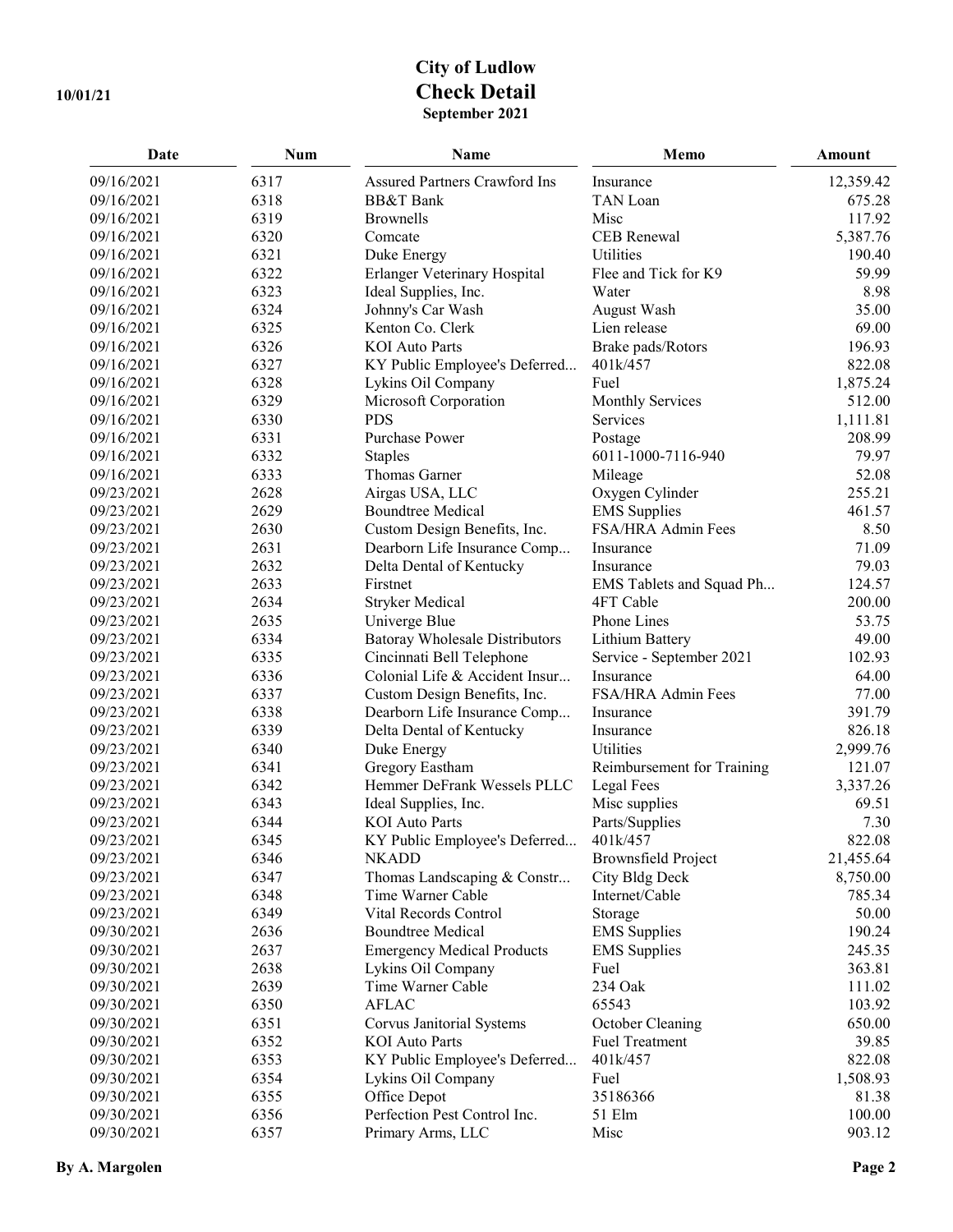# City of Ludlow
## Check Detail
### September 2021

10/01/21

| Date | Num | Name | Memo | Amount |
|---|---|---|---|---|
| 09/16/2021 | 6317 | Assured Partners Crawford Ins | Insurance | 12,359.42 |
| 09/16/2021 | 6318 | BB&T Bank | TAN Loan | 675.28 |
| 09/16/2021 | 6319 | Brownells | Misc | 117.92 |
| 09/16/2021 | 6320 | Comcate | CEB Renewal | 5,387.76 |
| 09/16/2021 | 6321 | Duke Energy | Utilities | 190.40 |
| 09/16/2021 | 6322 | Erlanger Veterinary Hospital | Flee and Tick for K9 | 59.99 |
| 09/16/2021 | 6323 | Ideal Supplies, Inc. | Water | 8.98 |
| 09/16/2021 | 6324 | Johnny's Car Wash | August Wash | 35.00 |
| 09/16/2021 | 6325 | Kenton Co. Clerk | Lien release | 69.00 |
| 09/16/2021 | 6326 | KOI Auto Parts | Brake pads/Rotors | 196.93 |
| 09/16/2021 | 6327 | KY Public Employee's Deferred... | 401k/457 | 822.08 |
| 09/16/2021 | 6328 | Lykins Oil Company | Fuel | 1,875.24 |
| 09/16/2021 | 6329 | Microsoft Corporation | Monthly Services | 512.00 |
| 09/16/2021 | 6330 | PDS | Services | 1,111.81 |
| 09/16/2021 | 6331 | Purchase Power | Postage | 208.99 |
| 09/16/2021 | 6332 | Staples | 6011-1000-7116-940 | 79.97 |
| 09/16/2021 | 6333 | Thomas Garner | Mileage | 52.08 |
| 09/23/2021 | 2628 | Airgas USA, LLC | Oxygen Cylinder | 255.21 |
| 09/23/2021 | 2629 | Boundtree Medical | EMS Supplies | 461.57 |
| 09/23/2021 | 2630 | Custom Design Benefits, Inc. | FSA/HRA Admin Fees | 8.50 |
| 09/23/2021 | 2631 | Dearborn Life Insurance Comp... | Insurance | 71.09 |
| 09/23/2021 | 2632 | Delta Dental of Kentucky | Insurance | 79.03 |
| 09/23/2021 | 2633 | Firstnet | EMS Tablets and Squad Ph... | 124.57 |
| 09/23/2021 | 2634 | Stryker Medical | 4FT Cable | 200.00 |
| 09/23/2021 | 2635 | Univerge Blue | Phone Lines | 53.75 |
| 09/23/2021 | 6334 | Batoray Wholesale Distributors | Lithium Battery | 49.00 |
| 09/23/2021 | 6335 | Cincinnati Bell Telephone | Service - September 2021 | 102.93 |
| 09/23/2021 | 6336 | Colonial Life & Accident Insur... | Insurance | 64.00 |
| 09/23/2021 | 6337 | Custom Design Benefits, Inc. | FSA/HRA Admin Fees | 77.00 |
| 09/23/2021 | 6338 | Dearborn Life Insurance Comp... | Insurance | 391.79 |
| 09/23/2021 | 6339 | Delta Dental of Kentucky | Insurance | 826.18 |
| 09/23/2021 | 6340 | Duke Energy | Utilities | 2,999.76 |
| 09/23/2021 | 6341 | Gregory Eastham | Reimbursement for Training | 121.07 |
| 09/23/2021 | 6342 | Hemmer DeFrank Wessels PLLC | Legal Fees | 3,337.26 |
| 09/23/2021 | 6343 | Ideal Supplies, Inc. | Misc supplies | 69.51 |
| 09/23/2021 | 6344 | KOI Auto Parts | Parts/Supplies | 7.30 |
| 09/23/2021 | 6345 | KY Public Employee's Deferred... | 401k/457 | 822.08 |
| 09/23/2021 | 6346 | NKADD | Brownsfield Project | 21,455.64 |
| 09/23/2021 | 6347 | Thomas Landscaping & Constr... | City Bldg Deck | 8,750.00 |
| 09/23/2021 | 6348 | Time Warner Cable | Internet/Cable | 785.34 |
| 09/23/2021 | 6349 | Vital Records Control | Storage | 50.00 |
| 09/30/2021 | 2636 | Boundtree Medical | EMS Supplies | 190.24 |
| 09/30/2021 | 2637 | Emergency Medical Products | EMS Supplies | 245.35 |
| 09/30/2021 | 2638 | Lykins Oil Company | Fuel | 363.81 |
| 09/30/2021 | 2639 | Time Warner Cable | 234 Oak | 111.02 |
| 09/30/2021 | 6350 | AFLAC | 65543 | 103.92 |
| 09/30/2021 | 6351 | Corvus Janitorial Systems | October Cleaning | 650.00 |
| 09/30/2021 | 6352 | KOI Auto Parts | Fuel Treatment | 39.85 |
| 09/30/2021 | 6353 | KY Public Employee's Deferred... | 401k/457 | 822.08 |
| 09/30/2021 | 6354 | Lykins Oil Company | Fuel | 1,508.93 |
| 09/30/2021 | 6355 | Office Depot | 35186366 | 81.38 |
| 09/30/2021 | 6356 | Perfection Pest Control Inc. | 51 Elm | 100.00 |
| 09/30/2021 | 6357 | Primary Arms, LLC | Misc | 903.12 |

By A. Margolen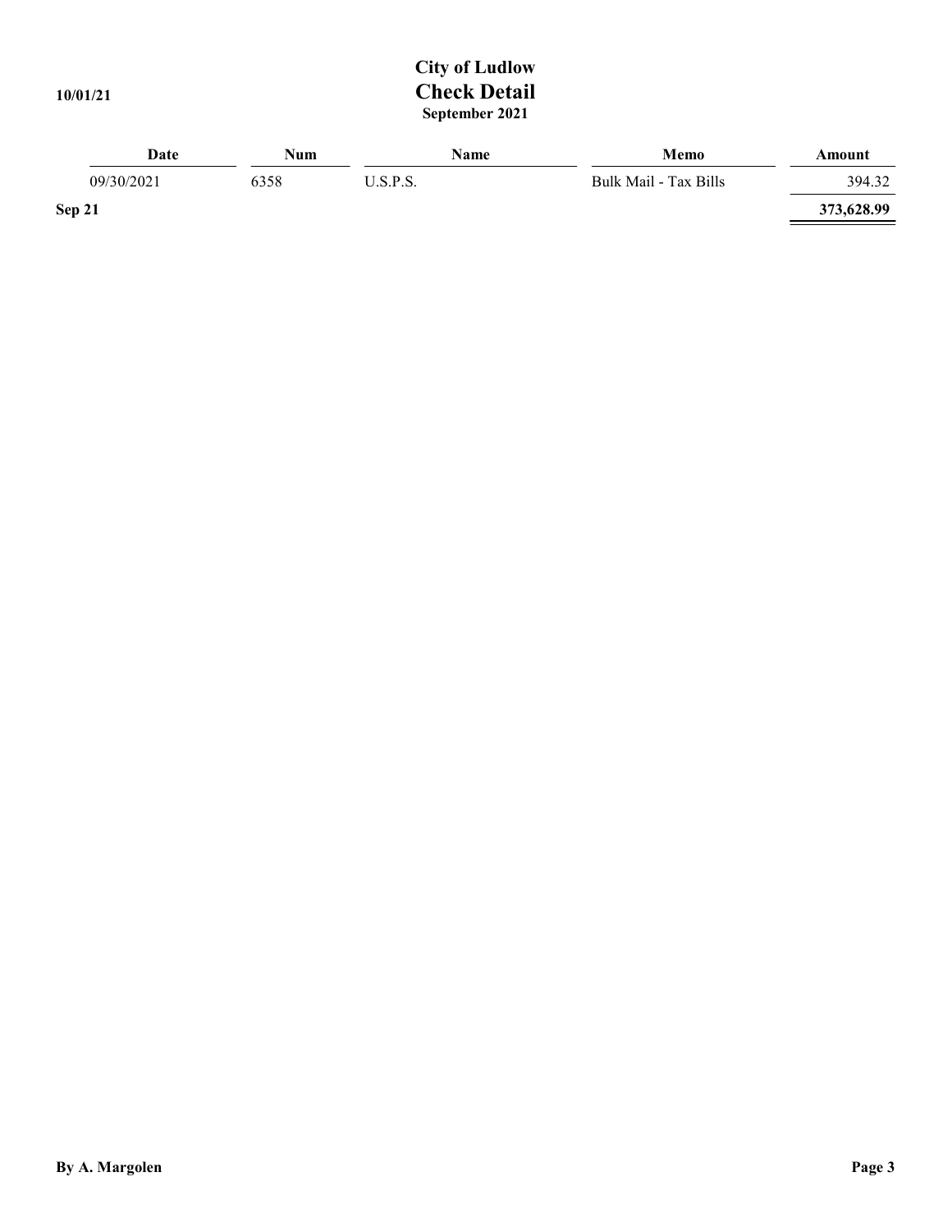| Date | Num | Name | Memo | Amount |
|---|---|---|---|---|
| 09/30/2021 | 6358 | U.S.P.S. | Bulk Mail - Tax Bills | 394.32 |
| **Sep 21** | | | | **373,628.99** |